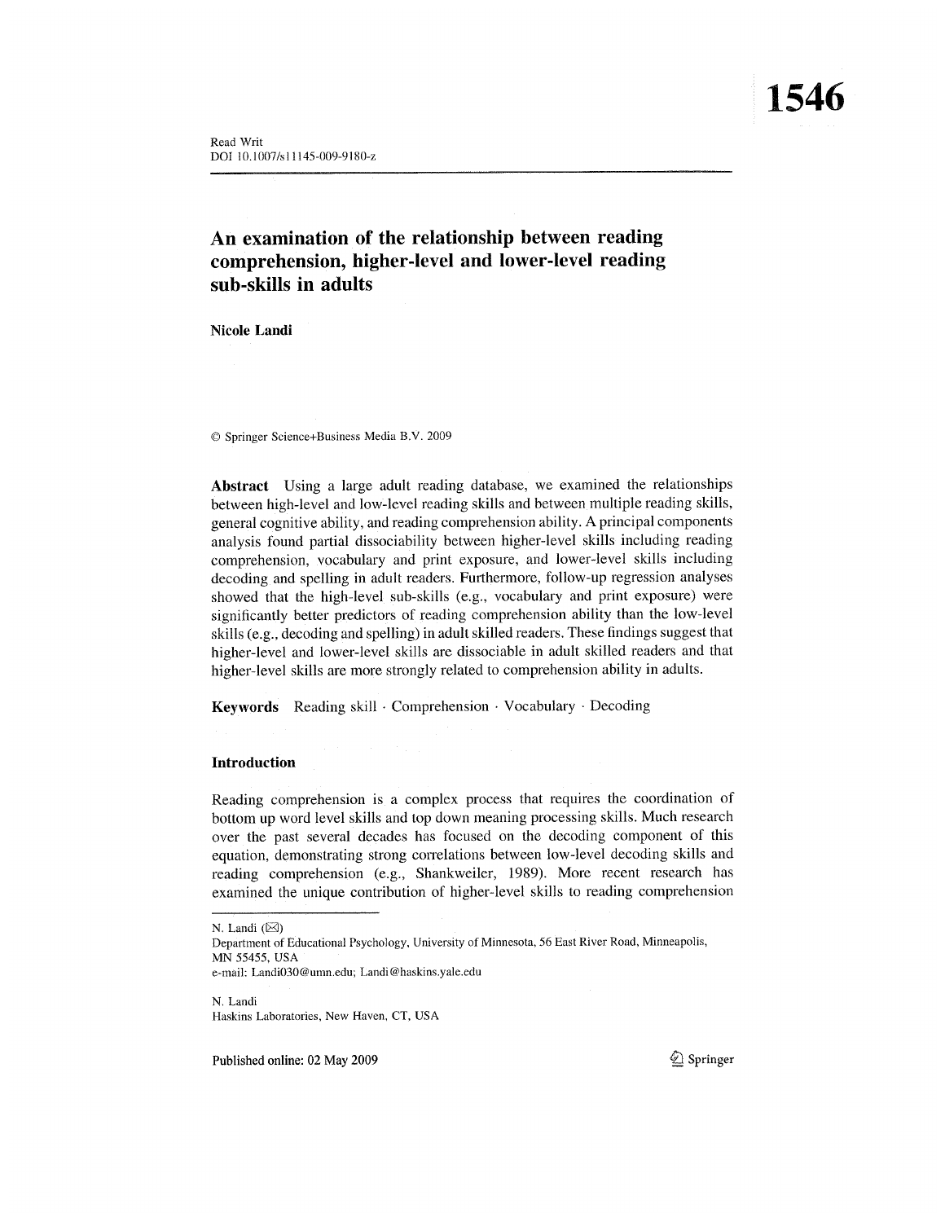1546

Read Writ
DOI 10.1007/s11145-009-9180-z

# An examination of the relationship between reading comprehension, higher-level and lower-level reading sub-skills in adults

**Nicole Landi**

© Springer Science+Business Media B.V. 2009

**Abstract** Using a large adult reading database, we examined the relationships between high-level and low-level reading skills and between multiple reading skills, general cognitive ability, and reading comprehension ability. A principal components analysis found partial dissociability between higher-level skills including reading comprehension, vocabulary and print exposure, and lower-level skills including decoding and spelling in adult readers. Furthermore, follow-up regression analyses showed that the high-level sub-skills (e.g., vocabulary and print exposure) were significantly better predictors of reading comprehension ability than the low-level skills (e.g., decoding and spelling) in adult skilled readers. These findings suggest that higher-level and lower-level skills are dissociable in adult skilled readers and that higher-level skills are more strongly related to comprehension ability in adults.

**Keywords** Reading skill · Comprehension · Vocabulary · Decoding

## Introduction

Reading comprehension is a complex process that requires the coordination of bottom up word level skills and top down meaning processing skills. Much research over the past several decades has focused on the decoding component of this equation, demonstrating strong correlations between low-level decoding skills and reading comprehension (e.g., Shankweiler, 1989). More recent research has examined the unique contribution of higher-level skills to reading comprehension

---

N. Landi (✉)
Department of Educational Psychology, University of Minnesota, 56 East River Road, Minneapolis, MN 55455, USA
e-mail: Landi030@umn.edu; Landi@haskins.yale.edu

N. Landi
Haskins Laboratories, New Haven, CT, USA

Published online: 02 May 2009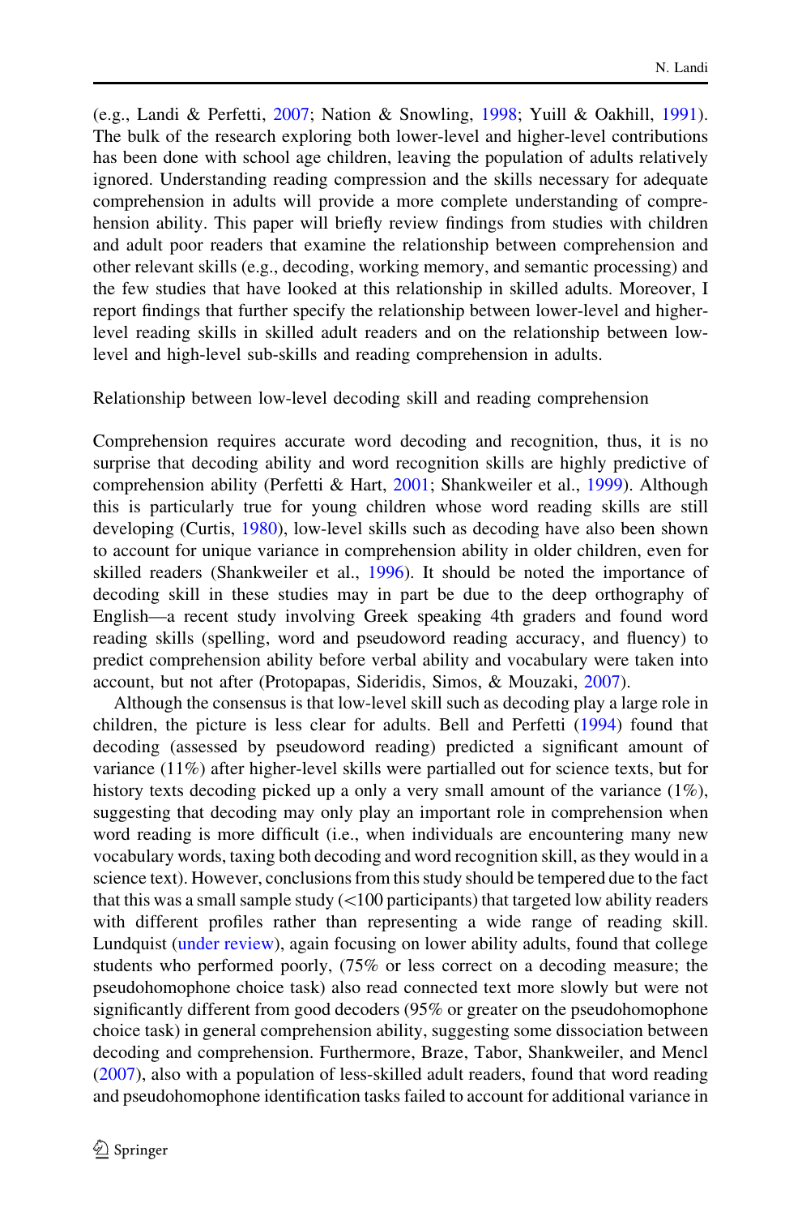(e.g., Landi & Perfetti, 2007; Nation & Snowling, 1998; Yuill & Oakhill, 1991). The bulk of the research exploring both lower-level and higher-level contributions has been done with school age children, leaving the population of adults relatively ignored. Understanding reading compression and the skills necessary for adequate comprehension in adults will provide a more complete understanding of comprehension ability. This paper will briefly review findings from studies with children and adult poor readers that examine the relationship between comprehension and other relevant skills (e.g., decoding, working memory, and semantic processing) and the few studies that have looked at this relationship in skilled adults. Moreover, I report findings that further specify the relationship between lower-level and higher-level reading skills in skilled adult readers and on the relationship between low-level and high-level sub-skills and reading comprehension in adults.

## Relationship between low-level decoding skill and reading comprehension

Comprehension requires accurate word decoding and recognition, thus, it is no surprise that decoding ability and word recognition skills are highly predictive of comprehension ability (Perfetti & Hart, 2001; Shankweiler et al., 1999). Although this is particularly true for young children whose word reading skills are still developing (Curtis, 1980), low-level skills such as decoding have also been shown to account for unique variance in comprehension ability in older children, even for skilled readers (Shankweiler et al., 1996). It should be noted the importance of decoding skill in these studies may in part be due to the deep orthography of English—a recent study involving Greek speaking 4th graders and found word reading skills (spelling, word and pseudoword reading accuracy, and fluency) to predict comprehension ability before verbal ability and vocabulary were taken into account, but not after (Protopapas, Sideridis, Simos, & Mouzaki, 2007).

Although the consensus is that low-level skill such as decoding play a large role in children, the picture is less clear for adults. Bell and Perfetti (1994) found that decoding (assessed by pseudoword reading) predicted a significant amount of variance (11%) after higher-level skills were partialled out for science texts, but for history texts decoding picked up a only a very small amount of the variance (1%), suggesting that decoding may only play an important role in comprehension when word reading is more difficult (i.e., when individuals are encountering many new vocabulary words, taxing both decoding and word recognition skill, as they would in a science text). However, conclusions from this study should be tempered due to the fact that this was a small sample study (<100 participants) that targeted low ability readers with different profiles rather than representing a wide range of reading skill. Lundquist (under review), again focusing on lower ability adults, found that college students who performed poorly, (75% or less correct on a decoding measure; the pseudohomophone choice task) also read connected text more slowly but were not significantly different from good decoders (95% or greater on the pseudohomophone choice task) in general comprehension ability, suggesting some dissociation between decoding and comprehension. Furthermore, Braze, Tabor, Shankweiler, and Mencl (2007), also with a population of less-skilled adult readers, found that word reading and pseudohomophone identification tasks failed to account for additional variance in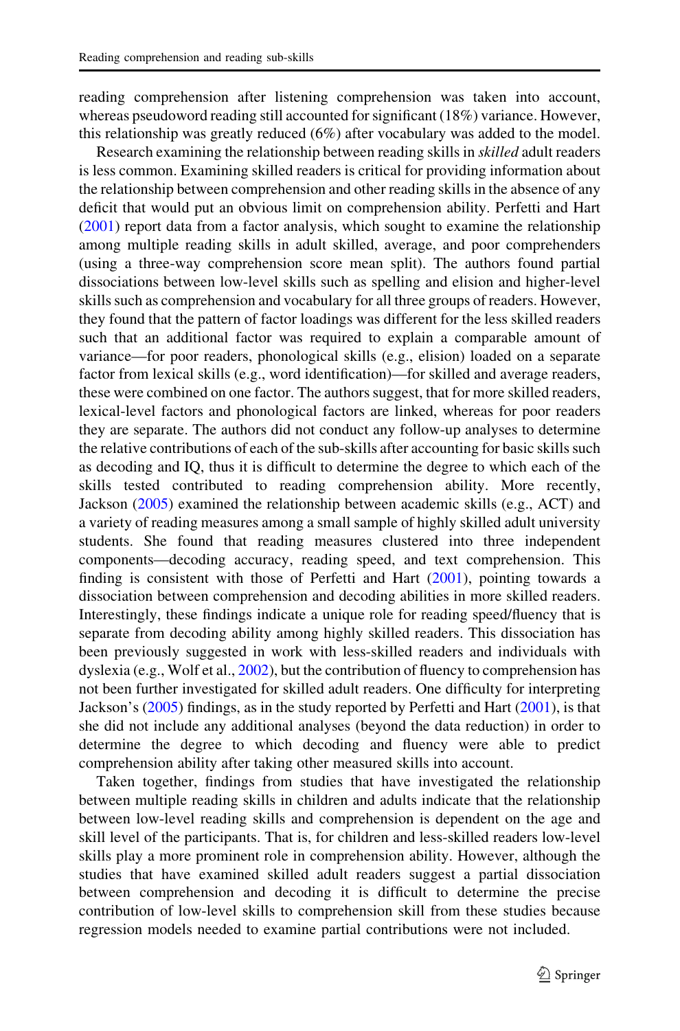reading comprehension after listening comprehension was taken into account, whereas pseudoword reading still accounted for significant (18%) variance. However, this relationship was greatly reduced (6%) after vocabulary was added to the model.

Research examining the relationship between reading skills in *skilled* adult readers is less common. Examining skilled readers is critical for providing information about the relationship between comprehension and other reading skills in the absence of any deficit that would put an obvious limit on comprehension ability. Perfetti and Hart (2001) report data from a factor analysis, which sought to examine the relationship among multiple reading skills in adult skilled, average, and poor comprehenders (using a three-way comprehension score mean split). The authors found partial dissociations between low-level skills such as spelling and elision and higher-level skills such as comprehension and vocabulary for all three groups of readers. However, they found that the pattern of factor loadings was different for the less skilled readers such that an additional factor was required to explain a comparable amount of variance—for poor readers, phonological skills (e.g., elision) loaded on a separate factor from lexical skills (e.g., word identification)—for skilled and average readers, these were combined on one factor. The authors suggest, that for more skilled readers, lexical-level factors and phonological factors are linked, whereas for poor readers they are separate. The authors did not conduct any follow-up analyses to determine the relative contributions of each of the sub-skills after accounting for basic skills such as decoding and IQ, thus it is difficult to determine the degree to which each of the skills tested contributed to reading comprehension ability. More recently, Jackson (2005) examined the relationship between academic skills (e.g., ACT) and a variety of reading measures among a small sample of highly skilled adult university students. She found that reading measures clustered into three independent components—decoding accuracy, reading speed, and text comprehension. This finding is consistent with those of Perfetti and Hart (2001), pointing towards a dissociation between comprehension and decoding abilities in more skilled readers. Interestingly, these findings indicate a unique role for reading speed/fluency that is separate from decoding ability among highly skilled readers. This dissociation has been previously suggested in work with less-skilled readers and individuals with dyslexia (e.g., Wolf et al., 2002), but the contribution of fluency to comprehension has not been further investigated for skilled adult readers. One difficulty for interpreting Jackson's (2005) findings, as in the study reported by Perfetti and Hart (2001), is that she did not include any additional analyses (beyond the data reduction) in order to determine the degree to which decoding and fluency were able to predict comprehension ability after taking other measured skills into account.

Taken together, findings from studies that have investigated the relationship between multiple reading skills in children and adults indicate that the relationship between low-level reading skills and comprehension is dependent on the age and skill level of the participants. That is, for children and less-skilled readers low-level skills play a more prominent role in comprehension ability. However, although the studies that have examined skilled adult readers suggest a partial dissociation between comprehension and decoding it is difficult to determine the precise contribution of low-level skills to comprehension skill from these studies because regression models needed to examine partial contributions were not included.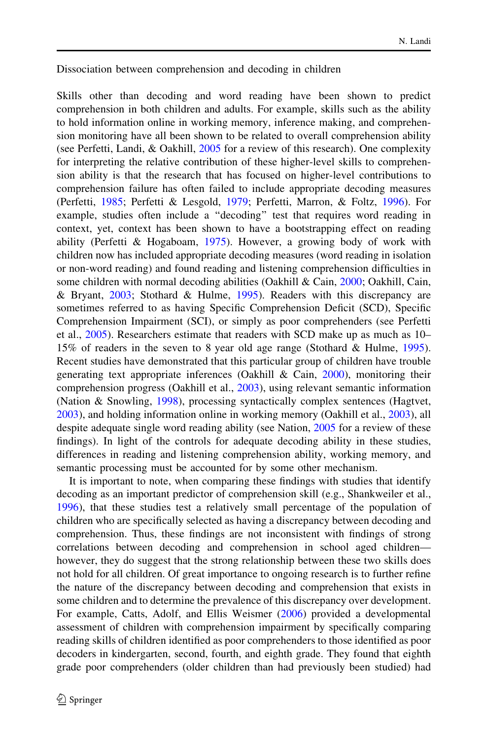## Dissociation between comprehension and decoding in children

Skills other than decoding and word reading have been shown to predict comprehension in both children and adults. For example, skills such as the ability to hold information online in working memory, inference making, and comprehension monitoring have all been shown to be related to overall comprehension ability (see Perfetti, Landi, & Oakhill, 2005 for a review of this research). One complexity for interpreting the relative contribution of these higher-level skills to comprehension ability is that the research that has focused on higher-level contributions to comprehension failure has often failed to include appropriate decoding measures (Perfetti, 1985; Perfetti & Lesgold, 1979; Perfetti, Marron, & Foltz, 1996). For example, studies often include a "decoding" test that requires word reading in context, yet, context has been shown to have a bootstrapping effect on reading ability (Perfetti & Hogaboam, 1975). However, a growing body of work with children now has included appropriate decoding measures (word reading in isolation or non-word reading) and found reading and listening comprehension difficulties in some children with normal decoding abilities (Oakhill & Cain, 2000; Oakhill, Cain, & Bryant, 2003; Stothard & Hulme, 1995). Readers with this discrepancy are sometimes referred to as having Specific Comprehension Deficit (SCD), Specific Comprehension Impairment (SCI), or simply as poor comprehenders (see Perfetti et al., 2005). Researchers estimate that readers with SCD make up as much as 10–15% of readers in the seven to 8 year old age range (Stothard & Hulme, 1995). Recent studies have demonstrated that this particular group of children have trouble generating text appropriate inferences (Oakhill & Cain, 2000), monitoring their comprehension progress (Oakhill et al., 2003), using relevant semantic information (Nation & Snowling, 1998), processing syntactically complex sentences (Hagtvet, 2003), and holding information online in working memory (Oakhill et al., 2003), all despite adequate single word reading ability (see Nation, 2005 for a review of these findings). In light of the controls for adequate decoding ability in these studies, differences in reading and listening comprehension ability, working memory, and semantic processing must be accounted for by some other mechanism.

It is important to note, when comparing these findings with studies that identify decoding as an important predictor of comprehension skill (e.g., Shankweiler et al., 1996), that these studies test a relatively small percentage of the population of children who are specifically selected as having a discrepancy between decoding and comprehension. Thus, these findings are not inconsistent with findings of strong correlations between decoding and comprehension in school aged children—however, they do suggest that the strong relationship between these two skills does not hold for all children. Of great importance to ongoing research is to further refine the nature of the discrepancy between decoding and comprehension that exists in some children and to determine the prevalence of this discrepancy over development. For example, Catts, Adolf, and Ellis Weismer (2006) provided a developmental assessment of children with comprehension impairment by specifically comparing reading skills of children identified as poor comprehenders to those identified as poor decoders in kindergarten, second, fourth, and eighth grade. They found that eighth grade poor comprehenders (older children than had previously been studied) had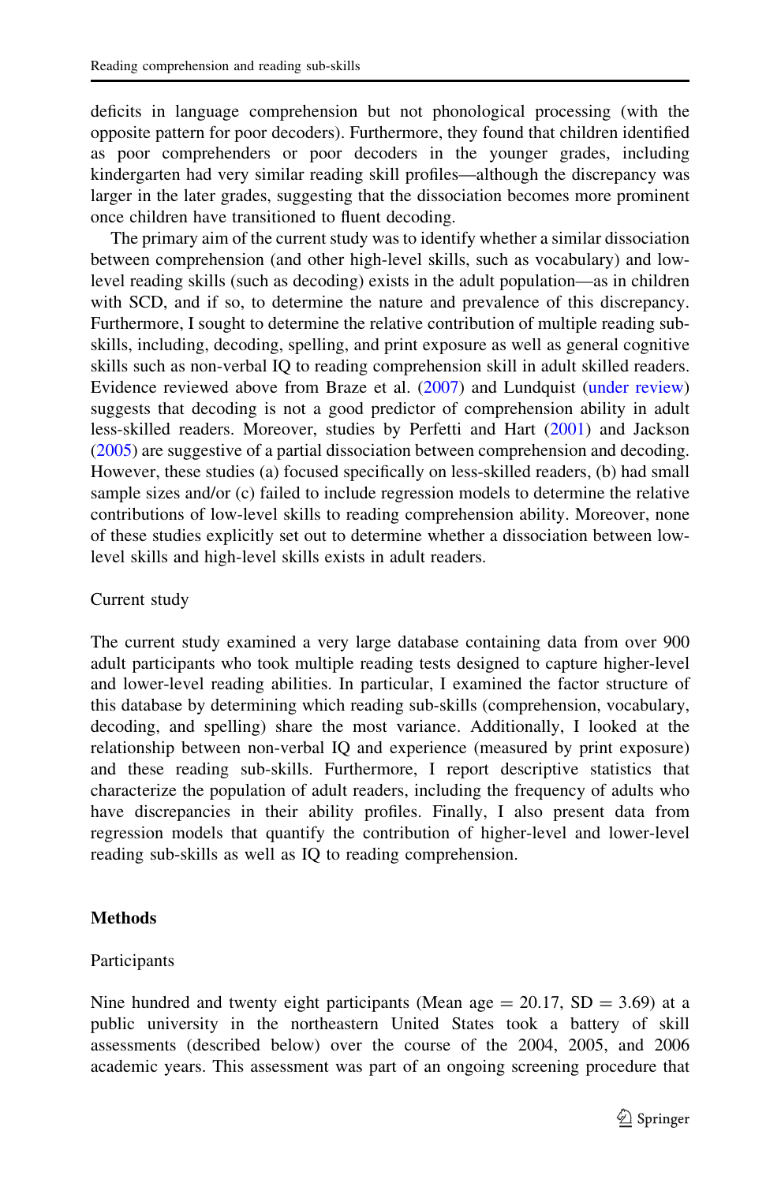deficits in language comprehension but not phonological processing (with the opposite pattern for poor decoders). Furthermore, they found that children identified as poor comprehenders or poor decoders in the younger grades, including kindergarten had very similar reading skill profiles—although the discrepancy was larger in the later grades, suggesting that the dissociation becomes more prominent once children have transitioned to fluent decoding.

The primary aim of the current study was to identify whether a similar dissociation between comprehension (and other high-level skills, such as vocabulary) and low-level reading skills (such as decoding) exists in the adult population—as in children with SCD, and if so, to determine the nature and prevalence of this discrepancy. Furthermore, I sought to determine the relative contribution of multiple reading sub-skills, including, decoding, spelling, and print exposure as well as general cognitive skills such as non-verbal IQ to reading comprehension skill in adult skilled readers. Evidence reviewed above from Braze et al. (2007) and Lundquist (under review) suggests that decoding is not a good predictor of comprehension ability in adult less-skilled readers. Moreover, studies by Perfetti and Hart (2001) and Jackson (2005) are suggestive of a partial dissociation between comprehension and decoding. However, these studies (a) focused specifically on less-skilled readers, (b) had small sample sizes and/or (c) failed to include regression models to determine the relative contributions of low-level skills to reading comprehension ability. Moreover, none of these studies explicitly set out to determine whether a dissociation between low-level skills and high-level skills exists in adult readers.

## Current study

The current study examined a very large database containing data from over 900 adult participants who took multiple reading tests designed to capture higher-level and lower-level reading abilities. In particular, I examined the factor structure of this database by determining which reading sub-skills (comprehension, vocabulary, decoding, and spelling) share the most variance. Additionally, I looked at the relationship between non-verbal IQ and experience (measured by print exposure) and these reading sub-skills. Furthermore, I report descriptive statistics that characterize the population of adult readers, including the frequency of adults who have discrepancies in their ability profiles. Finally, I also present data from regression models that quantify the contribution of higher-level and lower-level reading sub-skills as well as IQ to reading comprehension.

# Methods

## Participants

Nine hundred and twenty eight participants (Mean age = 20.17, SD = 3.69) at a public university in the northeastern United States took a battery of skill assessments (described below) over the course of the 2004, 2005, and 2006 academic years. This assessment was part of an ongoing screening procedure that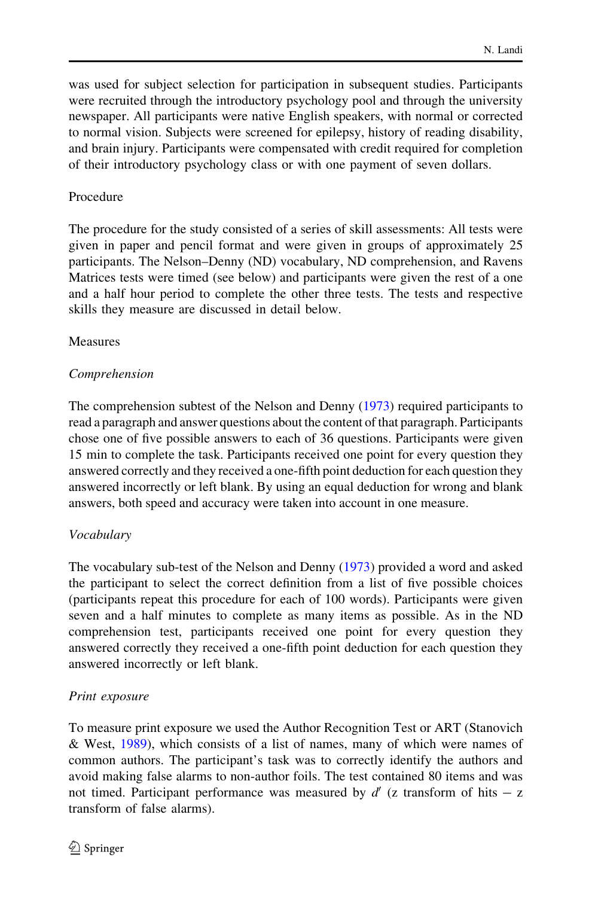was used for subject selection for participation in subsequent studies. Participants were recruited through the introductory psychology pool and through the university newspaper. All participants were native English speakers, with normal or corrected to normal vision. Subjects were screened for epilepsy, history of reading disability, and brain injury. Participants were compensated with credit required for completion of their introductory psychology class or with one payment of seven dollars.

## Procedure

The procedure for the study consisted of a series of skill assessments: All tests were given in paper and pencil format and were given in groups of approximately 25 participants. The Nelson–Denny (ND) vocabulary, ND comprehension, and Ravens Matrices tests were timed (see below) and participants were given the rest of a one and a half hour period to complete the other three tests. The tests and respective skills they measure are discussed in detail below.

## Measures

### *Comprehension*

The comprehension subtest of the Nelson and Denny (1973) required participants to read a paragraph and answer questions about the content of that paragraph. Participants chose one of five possible answers to each of 36 questions. Participants were given 15 min to complete the task. Participants received one point for every question they answered correctly and they received a one-fifth point deduction for each question they answered incorrectly or left blank. By using an equal deduction for wrong and blank answers, both speed and accuracy were taken into account in one measure.

### *Vocabulary*

The vocabulary sub-test of the Nelson and Denny (1973) provided a word and asked the participant to select the correct definition from a list of five possible choices (participants repeat this procedure for each of 100 words). Participants were given seven and a half minutes to complete as many items as possible. As in the ND comprehension test, participants received one point for every question they answered correctly they received a one-fifth point deduction for each question they answered incorrectly or left blank.

### *Print exposure*

To measure print exposure we used the Author Recognition Test or ART (Stanovich & West, 1989), which consists of a list of names, many of which were names of common authors. The participant's task was to correctly identify the authors and avoid making false alarms to non-author foils. The test contained 80 items and was not timed. Participant performance was measured by $d'$ (z transform of hits − z transform of false alarms).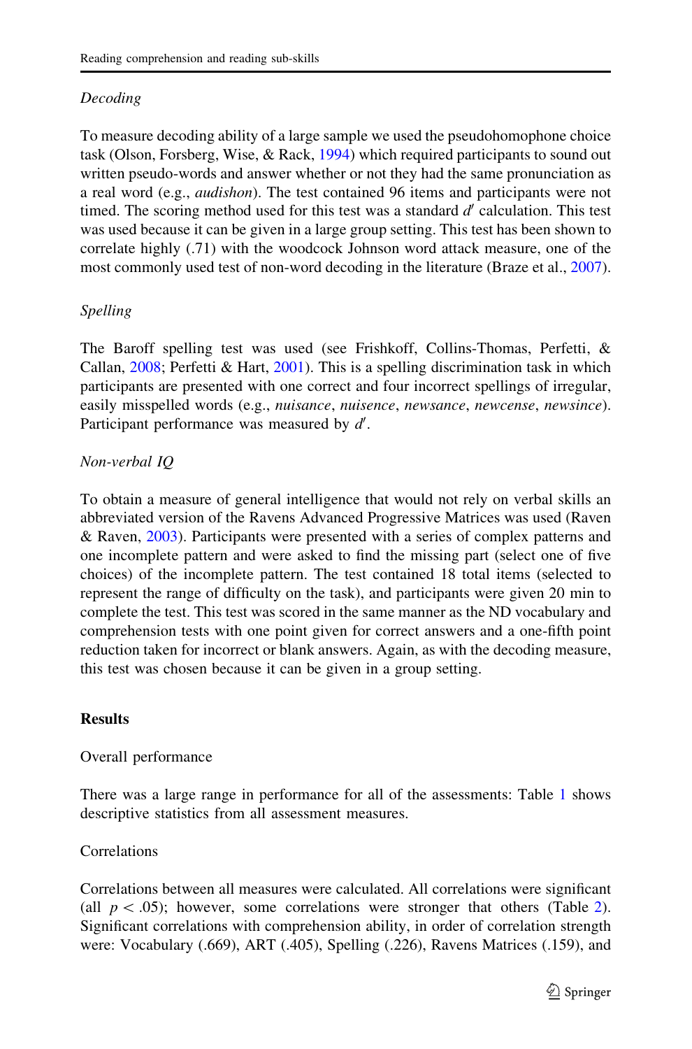*Decoding*

To measure decoding ability of a large sample we used the pseudohomophone choice task (Olson, Forsberg, Wise, & Rack, 1994) which required participants to sound out written pseudo-words and answer whether or not they had the same pronunciation as a real word (e.g., *audishon*). The test contained 96 items and participants were not timed. The scoring method used for this test was a standard $d'$ calculation. This test was used because it can be given in a large group setting. This test has been shown to correlate highly (.71) with the woodcock Johnson word attack measure, one of the most commonly used test of non-word decoding in the literature (Braze et al., 2007).

*Spelling*

The Baroff spelling test was used (see Frishkoff, Collins-Thomas, Perfetti, & Callan, 2008; Perfetti & Hart, 2001). This is a spelling discrimination task in which participants are presented with one correct and four incorrect spellings of irregular, easily misspelled words (e.g., *nuisance*, *nuisence*, *newsance*, *newcense*, *newsince*). Participant performance was measured by $d'$.

*Non-verbal IQ*

To obtain a measure of general intelligence that would not rely on verbal skills an abbreviated version of the Ravens Advanced Progressive Matrices was used (Raven & Raven, 2003). Participants were presented with a series of complex patterns and one incomplete pattern and were asked to find the missing part (select one of five choices) of the incomplete pattern. The test contained 18 total items (selected to represent the range of difficulty on the task), and participants were given 20 min to complete the test. This test was scored in the same manner as the ND vocabulary and comprehension tests with one point given for correct answers and a one-fifth point reduction taken for incorrect or blank answers. Again, as with the decoding measure, this test was chosen because it can be given in a group setting.

## Results

### Overall performance

There was a large range in performance for all of the assessments: Table 1 shows descriptive statistics from all assessment measures.

### Correlations

Correlations between all measures were calculated. All correlations were significant (all $p < .05$); however, some correlations were stronger that others (Table 2). Significant correlations with comprehension ability, in order of correlation strength were: Vocabulary (.669), ART (.405), Spelling (.226), Ravens Matrices (.159), and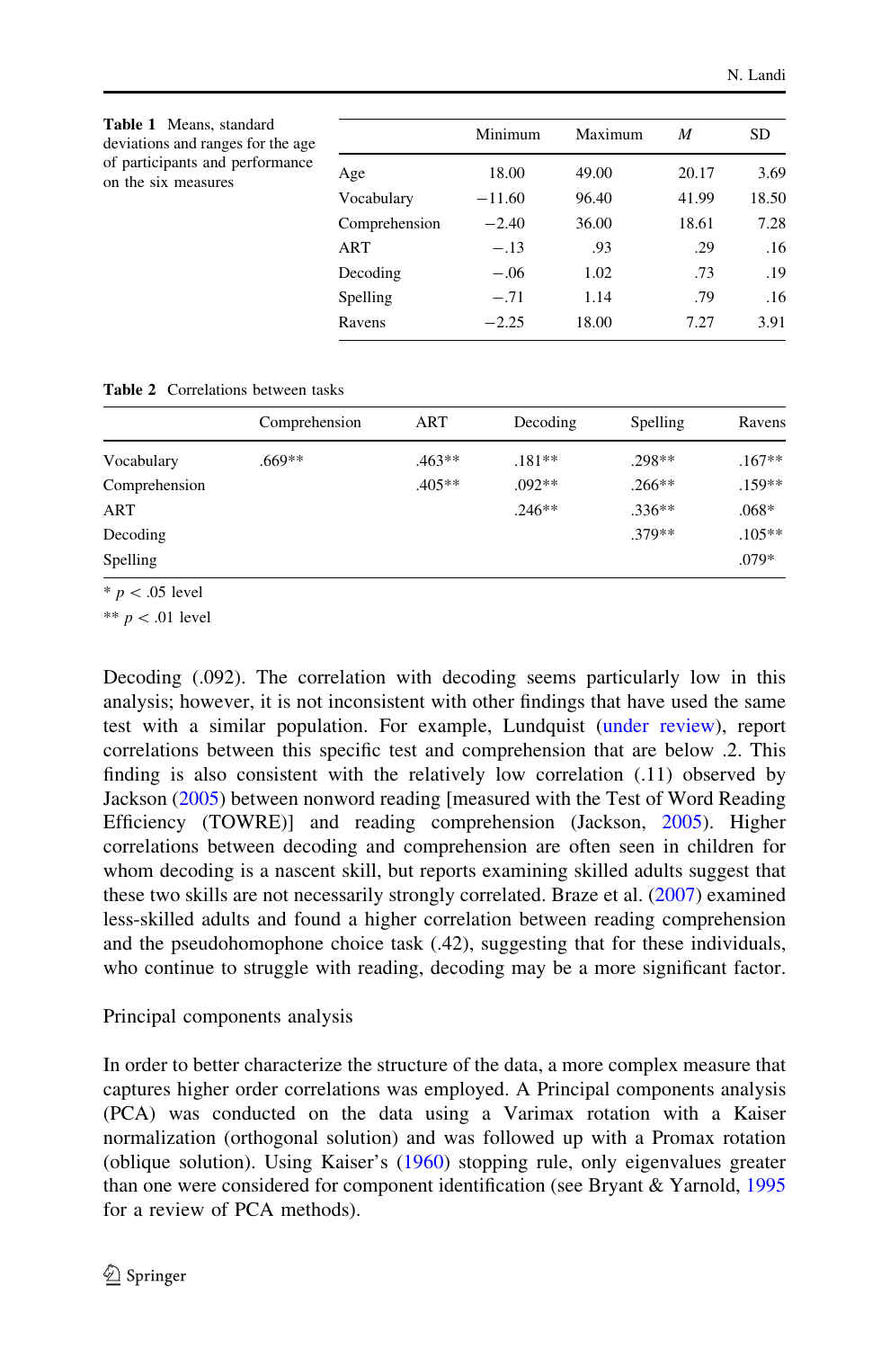**Table 1** Means, standard deviations and ranges for the age of participants and performance on the six measures

| | Minimum | Maximum | *M* | SD |
|---|---|---|---|---|
| Age | 18.00 | 49.00 | 20.17 | 3.69 |
| Vocabulary | −11.60 | 96.40 | 41.99 | 18.50 |
| Comprehension | −2.40 | 36.00 | 18.61 | 7.28 |
| ART | −.13 | .93 | .29 | .16 |
| Decoding | −.06 | 1.02 | .73 | .19 |
| Spelling | −.71 | 1.14 | .79 | .16 |
| Ravens | −2.25 | 18.00 | 7.27 | 3.91 |

**Table 2** Correlations between tasks

| | Comprehension | ART | Decoding | Spelling | Ravens |
|---|---|---|---|---|---|
| Vocabulary | .669** | .463** | .181** | .298** | .167** |
| Comprehension | | .405** | .092** | .266** | .159** |
| ART | | | .246** | .336** | .068* |
| Decoding | | | | .379** | .105** |
| Spelling | | | | | .079* |

* $p < .05$ level

** $p < .01$ level

Decoding (.092). The correlation with decoding seems particularly low in this analysis; however, it is not inconsistent with other findings that have used the same test with a similar population. For example, Lundquist (under review), report correlations between this specific test and comprehension that are below .2. This finding is also consistent with the relatively low correlation (.11) observed by Jackson (2005) between nonword reading [measured with the Test of Word Reading Efficiency (TOWRE)] and reading comprehension (Jackson, 2005). Higher correlations between decoding and comprehension are often seen in children for whom decoding is a nascent skill, but reports examining skilled adults suggest that these two skills are not necessarily strongly correlated. Braze et al. (2007) examined less-skilled adults and found a higher correlation between reading comprehension and the pseudohomophone choice task (.42), suggesting that for these individuals, who continue to struggle with reading, decoding may be a more significant factor.

Principal components analysis

In order to better characterize the structure of the data, a more complex measure that captures higher order correlations was employed. A Principal components analysis (PCA) was conducted on the data using a Varimax rotation with a Kaiser normalization (orthogonal solution) and was followed up with a Promax rotation (oblique solution). Using Kaiser's (1960) stopping rule, only eigenvalues greater than one were considered for component identification (see Bryant & Yarnold, 1995 for a review of PCA methods).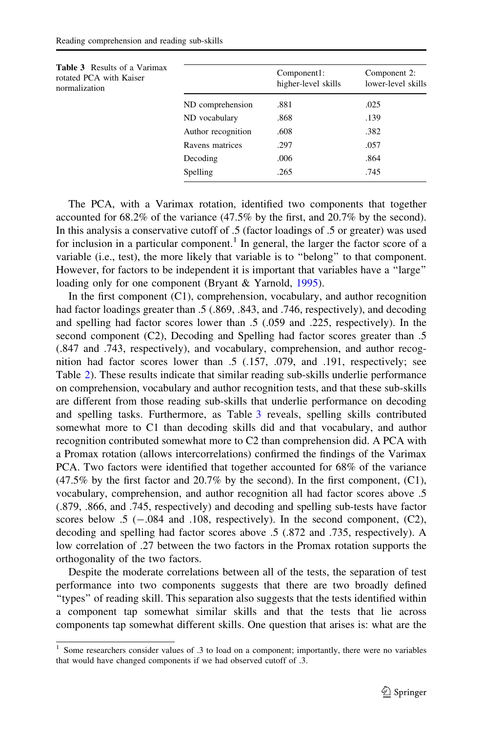**Table 3** Results of a Varimax rotated PCA with Kaiser normalization

| | Component1: higher-level skills | Component 2: lower-level skills |
|---|---|---|
| ND comprehension | .881 | .025 |
| ND vocabulary | .868 | .139 |
| Author recognition | .608 | .382 |
| Ravens matrices | .297 | .057 |
| Decoding | .006 | .864 |
| Spelling | .265 | .745 |

The PCA, with a Varimax rotation, identified two components that together accounted for 68.2% of the variance (47.5% by the first, and 20.7% by the second). In this analysis a conservative cutoff of .5 (factor loadings of .5 or greater) was used for inclusion in a particular component.[1] In general, the larger the factor score of a variable (i.e., test), the more likely that variable is to "belong" to that component. However, for factors to be independent it is important that variables have a "large" loading only for one component (Bryant & Yarnold, 1995).

In the first component (C1), comprehension, vocabulary, and author recognition had factor loadings greater than .5 (.869, .843, and .746, respectively), and decoding and spelling had factor scores lower than .5 (.059 and .225, respectively). In the second component (C2), Decoding and Spelling had factor scores greater than .5 (.847 and .743, respectively), and vocabulary, comprehension, and author recognition had factor scores lower than .5 (.157, .079, and .191, respectively; see Table 2). These results indicate that similar reading sub-skills underlie performance on comprehension, vocabulary and author recognition tests, and that these sub-skills are different from those reading sub-skills that underlie performance on decoding and spelling tasks. Furthermore, as Table 3 reveals, spelling skills contributed somewhat more to C1 than decoding skills did and that vocabulary, and author recognition contributed somewhat more to C2 than comprehension did. A PCA with a Promax rotation (allows intercorrelations) confirmed the findings of the Varimax PCA. Two factors were identified that together accounted for 68% of the variance (47.5% by the first factor and 20.7% by the second). In the first component, (C1), vocabulary, comprehension, and author recognition all had factor scores above .5 (.879, .866, and .745, respectively) and decoding and spelling sub-tests have factor scores below .5 (−.084 and .108, respectively). In the second component, (C2), decoding and spelling had factor scores above .5 (.872 and .735, respectively). A low correlation of .27 between the two factors in the Promax rotation supports the orthogonality of the two factors.

Despite the moderate correlations between all of the tests, the separation of test performance into two components suggests that there are two broadly defined "types" of reading skill. This separation also suggests that the tests identified within a component tap somewhat similar skills and that the tests that lie across components tap somewhat different skills. One question that arises is: what are the

[1] Some researchers consider values of .3 to load on a component; importantly, there were no variables that would have changed components if we had observed cutoff of .3.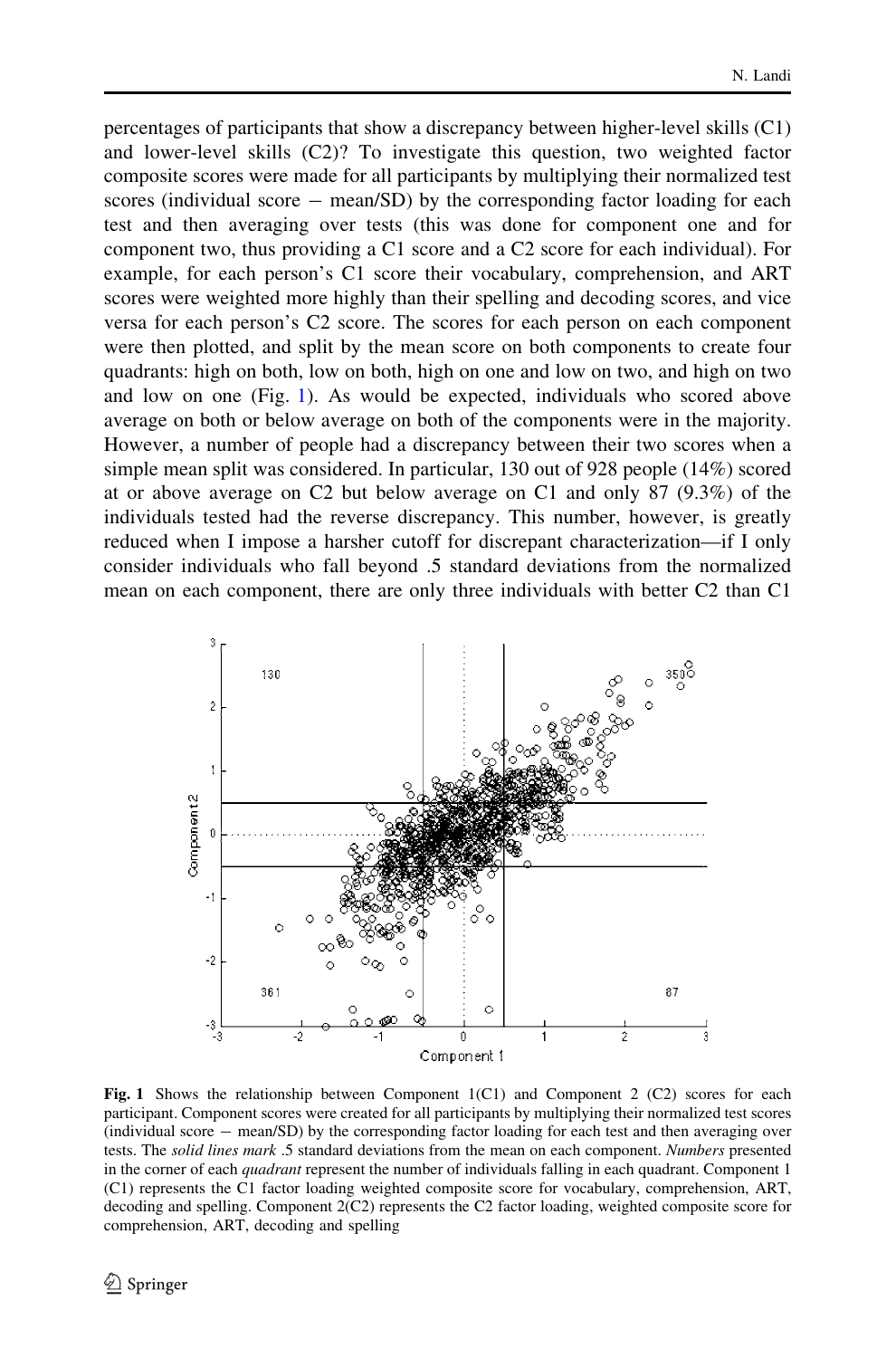percentages of participants that show a discrepancy between higher-level skills (C1) and lower-level skills (C2)? To investigate this question, two weighted factor composite scores were made for all participants by multiplying their normalized test scores (individual score − mean/SD) by the corresponding factor loading for each test and then averaging over tests (this was done for component one and for component two, thus providing a C1 score and a C2 score for each individual). For example, for each person's C1 score their vocabulary, comprehension, and ART scores were weighted more highly than their spelling and decoding scores, and vice versa for each person's C2 score. The scores for each person on each component were then plotted, and split by the mean score on both components to create four quadrants: high on both, low on both, high on one and low on two, and high on two and low on one (Fig. 1). As would be expected, individuals who scored above average on both or below average on both of the components were in the majority. However, a number of people had a discrepancy between their two scores when a simple mean split was considered. In particular, 130 out of 928 people (14%) scored at or above average on C2 but below average on C1 and only 87 (9.3%) of the individuals tested had the reverse discrepancy. This number, however, is greatly reduced when I impose a harsher cutoff for discrepant characterization—if I only consider individuals who fall beyond .5 standard deviations from the normalized mean on each component, there are only three individuals with better C2 than C1

**Fig. 1** Shows the relationship between Component 1(C1) and Component 2 (C2) scores for each participant. Component scores were created for all participants by multiplying their normalized test scores (individual score − mean/SD) by the corresponding factor loading for each test and then averaging over tests. The *solid lines mark* .5 standard deviations from the mean on each component. *Numbers* presented in the corner of each *quadrant* represent the number of individuals falling in each quadrant. Component 1 (C1) represents the C1 factor loading weighted composite score for vocabulary, comprehension, ART, decoding and spelling. Component 2(C2) represents the C2 factor loading, weighted composite score for comprehension, ART, decoding and spelling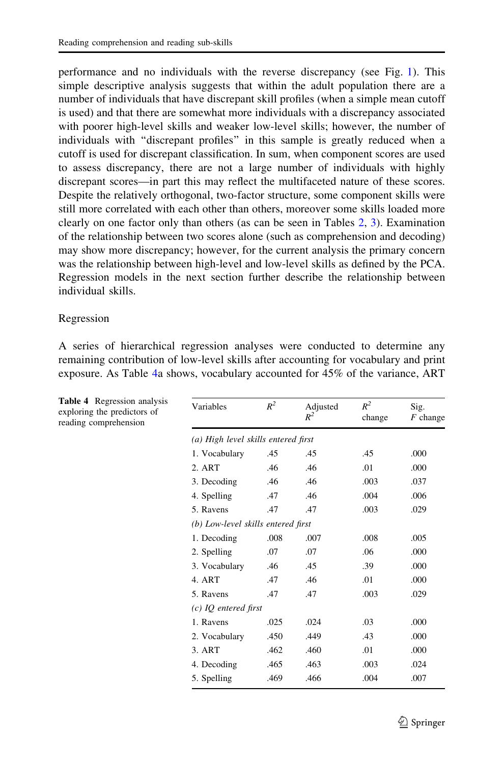performance and no individuals with the reverse discrepancy (see Fig. 1). This simple descriptive analysis suggests that within the adult population there are a number of individuals that have discrepant skill profiles (when a simple mean cutoff is used) and that there are somewhat more individuals with a discrepancy associated with poorer high-level skills and weaker low-level skills; however, the number of individuals with "discrepant profiles" in this sample is greatly reduced when a cutoff is used for discrepant classification. In sum, when component scores are used to assess discrepancy, there are not a large number of individuals with highly discrepant scores—in part this may reflect the multifaceted nature of these scores. Despite the relatively orthogonal, two-factor structure, some component skills were still more correlated with each other than others, moreover some skills loaded more clearly on one factor only than others (as can be seen in Tables 2, 3). Examination of the relationship between two scores alone (such as comprehension and decoding) may show more discrepancy; however, for the current analysis the primary concern was the relationship between high-level and low-level skills as defined by the PCA. Regression models in the next section further describe the relationship between individual skills.

## Regression

A series of hierarchical regression analyses were conducted to determine any remaining contribution of low-level skills after accounting for vocabulary and print exposure. As Table 4a shows, vocabulary accounted for 45% of the variance, ART

**Table 4** Regression analysis exploring the predictors of reading comprehension

| Variables | $R^2$ | Adjusted $R^2$ | $R^2$ change | Sig. $F$ change |
|---|---|---|---|---|
| *(a) High level skills entered first* | | | | |
| 1. Vocabulary | .45 | .45 | .45 | .000 |
| 2. ART | .46 | .46 | .01 | .000 |
| 3. Decoding | .46 | .46 | .003 | .037 |
| 4. Spelling | .47 | .46 | .004 | .006 |
| 5. Ravens | .47 | .47 | .003 | .029 |
| *(b) Low-level skills entered first* | | | | |
| 1. Decoding | .008 | .007 | .008 | .005 |
| 2. Spelling | .07 | .07 | .06 | .000 |
| 3. Vocabulary | .46 | .45 | .39 | .000 |
| 4. ART | .47 | .46 | .01 | .000 |
| 5. Ravens | .47 | .47 | .003 | .029 |
| *(c) IQ entered first* | | | | |
| 1. Ravens | .025 | .024 | .03 | .000 |
| 2. Vocabulary | .450 | .449 | .43 | .000 |
| 3. ART | .462 | .460 | .01 | .000 |
| 4. Decoding | .465 | .463 | .003 | .024 |
| 5. Spelling | .469 | .466 | .004 | .007 |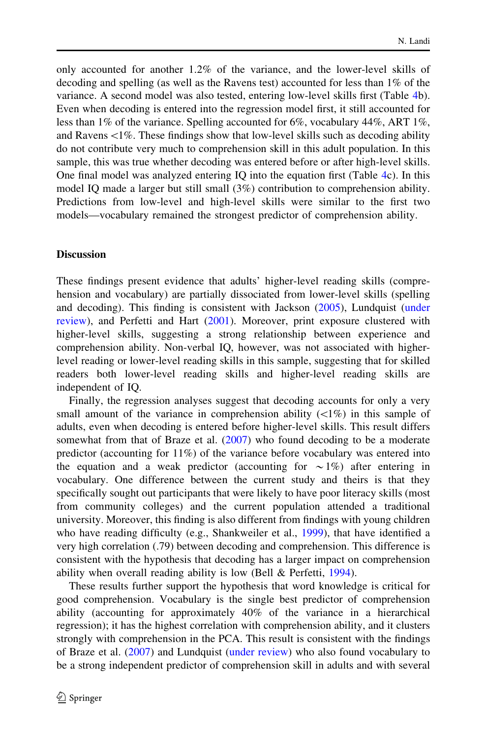only accounted for another 1.2% of the variance, and the lower-level skills of decoding and spelling (as well as the Ravens test) accounted for less than 1% of the variance. A second model was also tested, entering low-level skills first (Table 4b). Even when decoding is entered into the regression model first, it still accounted for less than 1% of the variance. Spelling accounted for 6%, vocabulary 44%, ART 1%, and Ravens <1%. These findings show that low-level skills such as decoding ability do not contribute very much to comprehension skill in this adult population. In this sample, this was true whether decoding was entered before or after high-level skills. One final model was analyzed entering IQ into the equation first (Table 4c). In this model IQ made a larger but still small (3%) contribution to comprehension ability. Predictions from low-level and high-level skills were similar to the first two models—vocabulary remained the strongest predictor of comprehension ability.

## Discussion

These findings present evidence that adults' higher-level reading skills (comprehension and vocabulary) are partially dissociated from lower-level skills (spelling and decoding). This finding is consistent with Jackson (2005), Lundquist (under review), and Perfetti and Hart (2001). Moreover, print exposure clustered with higher-level skills, suggesting a strong relationship between experience and comprehension ability. Non-verbal IQ, however, was not associated with higher-level reading or lower-level reading skills in this sample, suggesting that for skilled readers both lower-level reading skills and higher-level reading skills are independent of IQ.

Finally, the regression analyses suggest that decoding accounts for only a very small amount of the variance in comprehension ability (<1%) in this sample of adults, even when decoding is entered before higher-level skills. This result differs somewhat from that of Braze et al. (2007) who found decoding to be a moderate predictor (accounting for 11%) of the variance before vocabulary was entered into the equation and a weak predictor (accounting for $\sim$1%) after entering in vocabulary. One difference between the current study and theirs is that they specifically sought out participants that were likely to have poor literacy skills (most from community colleges) and the current population attended a traditional university. Moreover, this finding is also different from findings with young children who have reading difficulty (e.g., Shankweiler et al., 1999), that have identified a very high correlation (.79) between decoding and comprehension. This difference is consistent with the hypothesis that decoding has a larger impact on comprehension ability when overall reading ability is low (Bell & Perfetti, 1994).

These results further support the hypothesis that word knowledge is critical for good comprehension. Vocabulary is the single best predictor of comprehension ability (accounting for approximately 40% of the variance in a hierarchical regression); it has the highest correlation with comprehension ability, and it clusters strongly with comprehension in the PCA. This result is consistent with the findings of Braze et al. (2007) and Lundquist (under review) who also found vocabulary to be a strong independent predictor of comprehension skill in adults and with several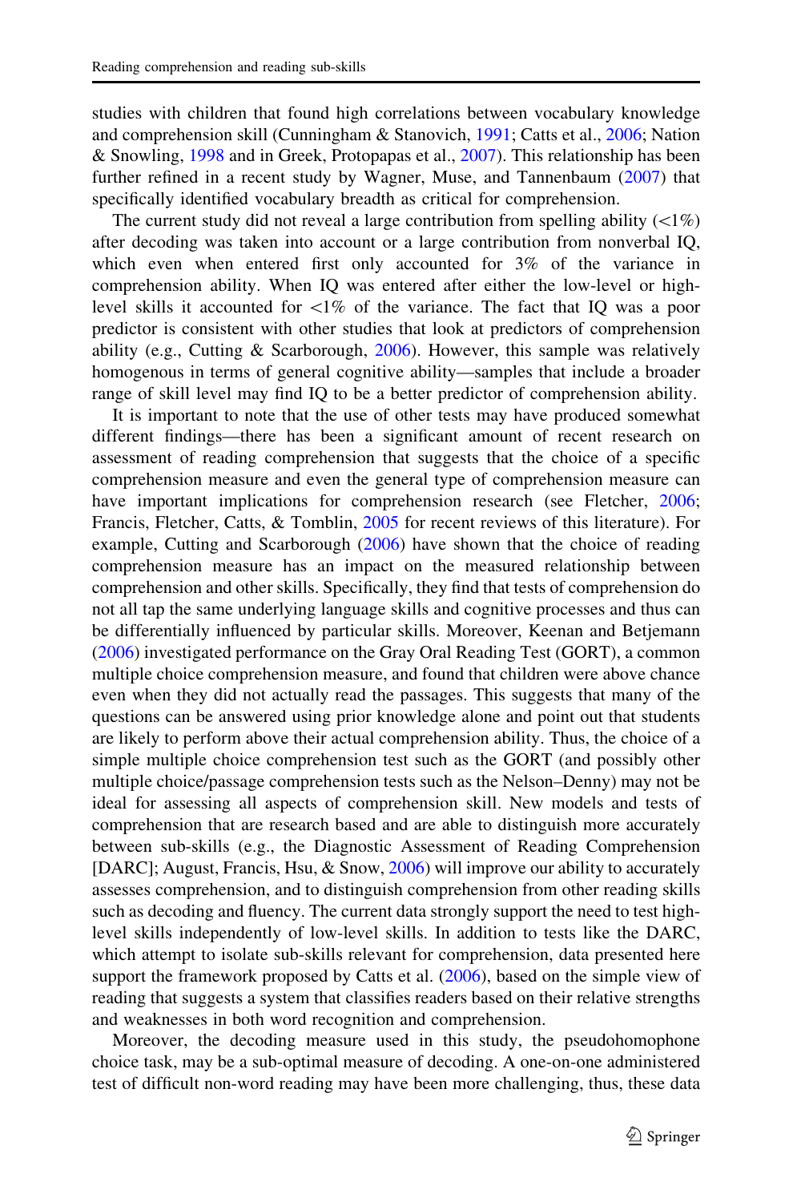studies with children that found high correlations between vocabulary knowledge and comprehension skill (Cunningham & Stanovich, 1991; Catts et al., 2006; Nation & Snowling, 1998 and in Greek, Protopapas et al., 2007). This relationship has been further refined in a recent study by Wagner, Muse, and Tannenbaum (2007) that specifically identified vocabulary breadth as critical for comprehension.

The current study did not reveal a large contribution from spelling ability (<1%) after decoding was taken into account or a large contribution from nonverbal IQ, which even when entered first only accounted for 3% of the variance in comprehension ability. When IQ was entered after either the low-level or high-level skills it accounted for <1% of the variance. The fact that IQ was a poor predictor is consistent with other studies that look at predictors of comprehension ability (e.g., Cutting & Scarborough, 2006). However, this sample was relatively homogenous in terms of general cognitive ability—samples that include a broader range of skill level may find IQ to be a better predictor of comprehension ability.

It is important to note that the use of other tests may have produced somewhat different findings—there has been a significant amount of recent research on assessment of reading comprehension that suggests that the choice of a specific comprehension measure and even the general type of comprehension measure can have important implications for comprehension research (see Fletcher, 2006; Francis, Fletcher, Catts, & Tomblin, 2005 for recent reviews of this literature). For example, Cutting and Scarborough (2006) have shown that the choice of reading comprehension measure has an impact on the measured relationship between comprehension and other skills. Specifically, they find that tests of comprehension do not all tap the same underlying language skills and cognitive processes and thus can be differentially influenced by particular skills. Moreover, Keenan and Betjemann (2006) investigated performance on the Gray Oral Reading Test (GORT), a common multiple choice comprehension measure, and found that children were above chance even when they did not actually read the passages. This suggests that many of the questions can be answered using prior knowledge alone and point out that students are likely to perform above their actual comprehension ability. Thus, the choice of a simple multiple choice comprehension test such as the GORT (and possibly other multiple choice/passage comprehension tests such as the Nelson–Denny) may not be ideal for assessing all aspects of comprehension skill. New models and tests of comprehension that are research based and are able to distinguish more accurately between sub-skills (e.g., the Diagnostic Assessment of Reading Comprehension [DARC]; August, Francis, Hsu, & Snow, 2006) will improve our ability to accurately assesses comprehension, and to distinguish comprehension from other reading skills such as decoding and fluency. The current data strongly support the need to test high-level skills independently of low-level skills. In addition to tests like the DARC, which attempt to isolate sub-skills relevant for comprehension, data presented here support the framework proposed by Catts et al. (2006), based on the simple view of reading that suggests a system that classifies readers based on their relative strengths and weaknesses in both word recognition and comprehension.

Moreover, the decoding measure used in this study, the pseudohomophone choice task, may be a sub-optimal measure of decoding. A one-on-one administered test of difficult non-word reading may have been more challenging, thus, these data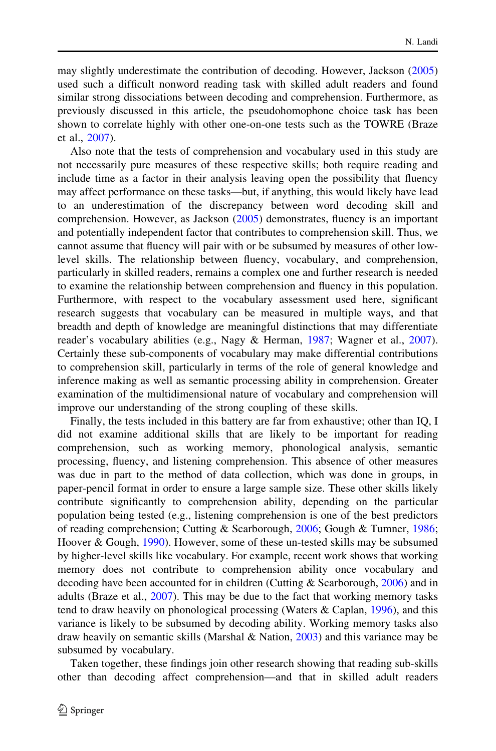may slightly underestimate the contribution of decoding. However, Jackson (2005) used such a difficult nonword reading task with skilled adult readers and found similar strong dissociations between decoding and comprehension. Furthermore, as previously discussed in this article, the pseudohomophone choice task has been shown to correlate highly with other one-on-one tests such as the TOWRE (Braze et al., 2007).

Also note that the tests of comprehension and vocabulary used in this study are not necessarily pure measures of these respective skills; both require reading and include time as a factor in their analysis leaving open the possibility that fluency may affect performance on these tasks—but, if anything, this would likely have lead to an underestimation of the discrepancy between word decoding skill and comprehension. However, as Jackson (2005) demonstrates, fluency is an important and potentially independent factor that contributes to comprehension skill. Thus, we cannot assume that fluency will pair with or be subsumed by measures of other low-level skills. The relationship between fluency, vocabulary, and comprehension, particularly in skilled readers, remains a complex one and further research is needed to examine the relationship between comprehension and fluency in this population. Furthermore, with respect to the vocabulary assessment used here, significant research suggests that vocabulary can be measured in multiple ways, and that breadth and depth of knowledge are meaningful distinctions that may differentiate reader's vocabulary abilities (e.g., Nagy & Herman, 1987; Wagner et al., 2007). Certainly these sub-components of vocabulary may make differential contributions to comprehension skill, particularly in terms of the role of general knowledge and inference making as well as semantic processing ability in comprehension. Greater examination of the multidimensional nature of vocabulary and comprehension will improve our understanding of the strong coupling of these skills.

Finally, the tests included in this battery are far from exhaustive; other than IQ, I did not examine additional skills that are likely to be important for reading comprehension, such as working memory, phonological analysis, semantic processing, fluency, and listening comprehension. This absence of other measures was due in part to the method of data collection, which was done in groups, in paper-pencil format in order to ensure a large sample size. These other skills likely contribute significantly to comprehension ability, depending on the particular population being tested (e.g., listening comprehension is one of the best predictors of reading comprehension; Cutting & Scarborough, 2006; Gough & Tumner, 1986; Hoover & Gough, 1990). However, some of these un-tested skills may be subsumed by higher-level skills like vocabulary. For example, recent work shows that working memory does not contribute to comprehension ability once vocabulary and decoding have been accounted for in children (Cutting & Scarborough, 2006) and in adults (Braze et al., 2007). This may be due to the fact that working memory tasks tend to draw heavily on phonological processing (Waters & Caplan, 1996), and this variance is likely to be subsumed by decoding ability. Working memory tasks also draw heavily on semantic skills (Marshal & Nation, 2003) and this variance may be subsumed by vocabulary.

Taken together, these findings join other research showing that reading sub-skills other than decoding affect comprehension—and that in skilled adult readers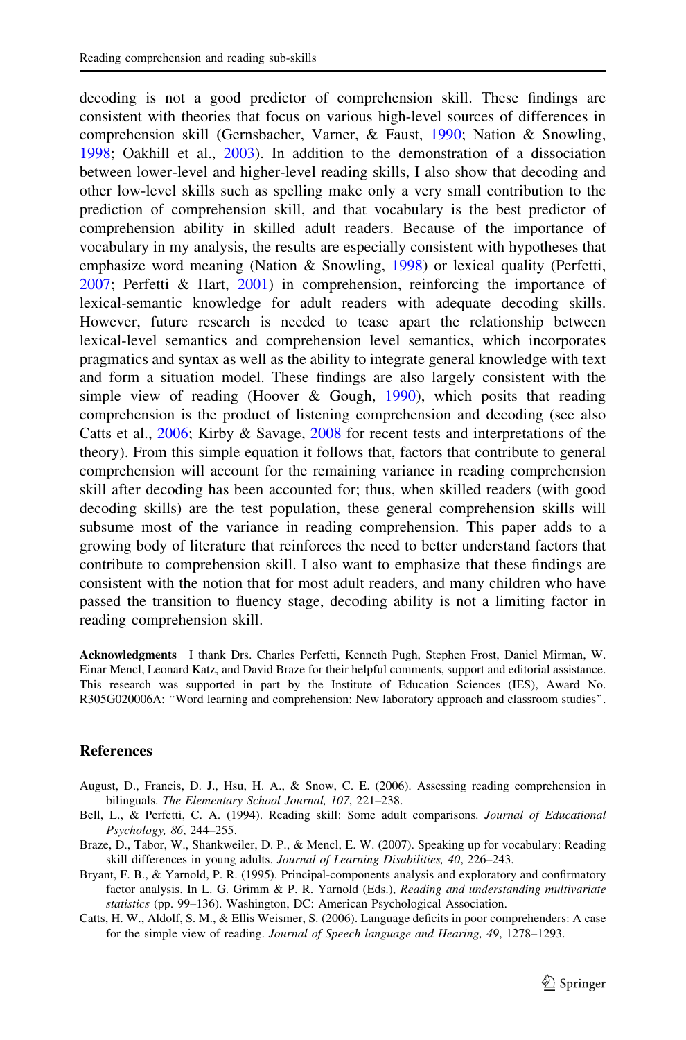decoding is not a good predictor of comprehension skill. These findings are consistent with theories that focus on various high-level sources of differences in comprehension skill (Gernsbacher, Varner, & Faust, 1990; Nation & Snowling, 1998; Oakhill et al., 2003). In addition to the demonstration of a dissociation between lower-level and higher-level reading skills, I also show that decoding and other low-level skills such as spelling make only a very small contribution to the prediction of comprehension skill, and that vocabulary is the best predictor of comprehension ability in skilled adult readers. Because of the importance of vocabulary in my analysis, the results are especially consistent with hypotheses that emphasize word meaning (Nation & Snowling, 1998) or lexical quality (Perfetti, 2007; Perfetti & Hart, 2001) in comprehension, reinforcing the importance of lexical-semantic knowledge for adult readers with adequate decoding skills. However, future research is needed to tease apart the relationship between lexical-level semantics and comprehension level semantics, which incorporates pragmatics and syntax as well as the ability to integrate general knowledge with text and form a situation model. These findings are also largely consistent with the simple view of reading (Hoover & Gough, 1990), which posits that reading comprehension is the product of listening comprehension and decoding (see also Catts et al., 2006; Kirby & Savage, 2008 for recent tests and interpretations of the theory). From this simple equation it follows that, factors that contribute to general comprehension will account for the remaining variance in reading comprehension skill after decoding has been accounted for; thus, when skilled readers (with good decoding skills) are the test population, these general comprehension skills will subsume most of the variance in reading comprehension. This paper adds to a growing body of literature that reinforces the need to better understand factors that contribute to comprehension skill. I also want to emphasize that these findings are consistent with the notion that for most adult readers, and many children who have passed the transition to fluency stage, decoding ability is not a limiting factor in reading comprehension skill.

**Acknowledgments** I thank Drs. Charles Perfetti, Kenneth Pugh, Stephen Frost, Daniel Mirman, W. Einar Mencl, Leonard Katz, and David Braze for their helpful comments, support and editorial assistance. This research was supported in part by the Institute of Education Sciences (IES), Award No. R305G020006A: "Word learning and comprehension: New laboratory approach and classroom studies".

## References

August, D., Francis, D. J., Hsu, H. A., & Snow, C. E. (2006). Assessing reading comprehension in bilinguals. *The Elementary School Journal, 107*, 221–238.

Bell, L., & Perfetti, C. A. (1994). Reading skill: Some adult comparisons. *Journal of Educational Psychology, 86*, 244–255.

Braze, D., Tabor, W., Shankweiler, D. P., & Mencl, E. W. (2007). Speaking up for vocabulary: Reading skill differences in young adults. *Journal of Learning Disabilities, 40*, 226–243.

Bryant, F. B., & Yarnold, P. R. (1995). Principal-components analysis and exploratory and confirmatory factor analysis. In L. G. Grimm & P. R. Yarnold (Eds.), *Reading and understanding multivariate statistics* (pp. 99–136). Washington, DC: American Psychological Association.

Catts, H. W., Aldolf, S. M., & Ellis Weismer, S. (2006). Language deficits in poor comprehenders: A case for the simple view of reading. *Journal of Speech language and Hearing, 49*, 1278–1293.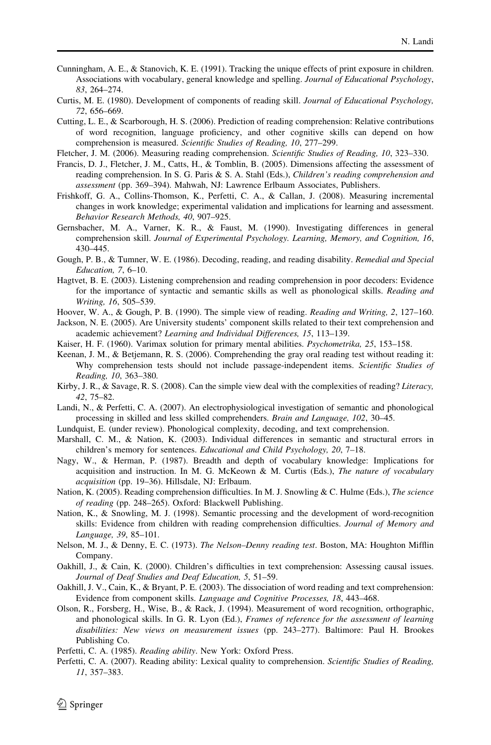Cunningham, A. E., & Stanovich, K. E. (1991). Tracking the unique effects of print exposure in children. Associations with vocabulary, general knowledge and spelling. *Journal of Educational Psychology*, *83*, 264–274.

Curtis, M. E. (1980). Development of components of reading skill. *Journal of Educational Psychology*, *72*, 656–669.

Cutting, L. E., & Scarborough, H. S. (2006). Prediction of reading comprehension: Relative contributions of word recognition, language proficiency, and other cognitive skills can depend on how comprehension is measured. *Scientific Studies of Reading*, *10*, 277–299.

Fletcher, J. M. (2006). Measuring reading comprehension. *Scientific Studies of Reading*, *10*, 323–330.

Francis, D. J., Fletcher, J. M., Catts, H., & Tomblin, B. (2005). Dimensions affecting the assessment of reading comprehension. In S. G. Paris & S. A. Stahl (Eds.), *Children's reading comprehension and assessment* (pp. 369–394). Mahwah, NJ: Lawrence Erlbaum Associates, Publishers.

Frishkoff, G. A., Collins-Thomson, K., Perfetti, C. A., & Callan, J. (2008). Measuring incremental changes in work knowledge; experimental validation and implications for learning and assessment. *Behavior Research Methods*, *40*, 907–925.

Gernsbacher, M. A., Varner, K. R., & Faust, M. (1990). Investigating differences in general comprehension skill. *Journal of Experimental Psychology. Learning, Memory, and Cognition*, *16*, 430–445.

Gough, P. B., & Tumner, W. E. (1986). Decoding, reading, and reading disability. *Remedial and Special Education*, *7*, 6–10.

Hagtvet, B. E. (2003). Listening comprehension and reading comprehension in poor decoders: Evidence for the importance of syntactic and semantic skills as well as phonological skills. *Reading and Writing*, *16*, 505–539.

Hoover, W. A., & Gough, P. B. (1990). The simple view of reading. *Reading and Writing*, *2*, 127–160.

Jackson, N. E. (2005). Are University students' component skills related to their text comprehension and academic achievement? *Learning and Individual Differences*, *15*, 113–139.

Kaiser, H. F. (1960). Varimax solution for primary mental abilities. *Psychometrika*, *25*, 153–158.

Keenan, J. M., & Betjemann, R. S. (2006). Comprehending the gray oral reading test without reading it: Why comprehension tests should not include passage-independent items. *Scientific Studies of Reading*, *10*, 363–380.

Kirby, J. R., & Savage, R. S. (2008). Can the simple view deal with the complexities of reading? *Literacy*, *42*, 75–82.

Landi, N., & Perfetti, C. A. (2007). An electrophysiological investigation of semantic and phonological processing in skilled and less skilled comprehenders. *Brain and Language*, *102*, 30–45.

Lundquist, E. (under review). Phonological complexity, decoding, and text comprehension.

Marshall, C. M., & Nation, K. (2003). Individual differences in semantic and structural errors in children's memory for sentences. *Educational and Child Psychology*, *20*, 7–18.

Nagy, W., & Herman, P. (1987). Breadth and depth of vocabulary knowledge: Implications for acquisition and instruction. In M. G. McKeown & M. Curtis (Eds.), *The nature of vocabulary acquisition* (pp. 19–36). Hillsdale, NJ: Erlbaum.

Nation, K. (2005). Reading comprehension difficulties. In M. J. Snowling & C. Hulme (Eds.), *The science of reading* (pp. 248–265). Oxford: Blackwell Publishing.

Nation, K., & Snowling, M. J. (1998). Semantic processing and the development of word-recognition skills: Evidence from children with reading comprehension difficulties. *Journal of Memory and Language*, *39*, 85–101.

Nelson, M. J., & Denny, E. C. (1973). *The Nelson–Denny reading test*. Boston, MA: Houghton Mifflin Company.

Oakhill, J., & Cain, K. (2000). Children's difficulties in text comprehension: Assessing causal issues. *Journal of Deaf Studies and Deaf Education*, *5*, 51–59.

Oakhill, J. V., Cain, K., & Bryant, P. E. (2003). The dissociation of word reading and text comprehension: Evidence from component skills. *Language and Cognitive Processes*, *18*, 443–468.

Olson, R., Forsberg, H., Wise, B., & Rack, J. (1994). Measurement of word recognition, orthographic, and phonological skills. In G. R. Lyon (Ed.), *Frames of reference for the assessment of learning disabilities: New views on measurement issues* (pp. 243–277). Baltimore: Paul H. Brookes Publishing Co.

Perfetti, C. A. (1985). *Reading ability*. New York: Oxford Press.

Perfetti, C. A. (2007). Reading ability: Lexical quality to comprehension. *Scientific Studies of Reading*, *11*, 357–383.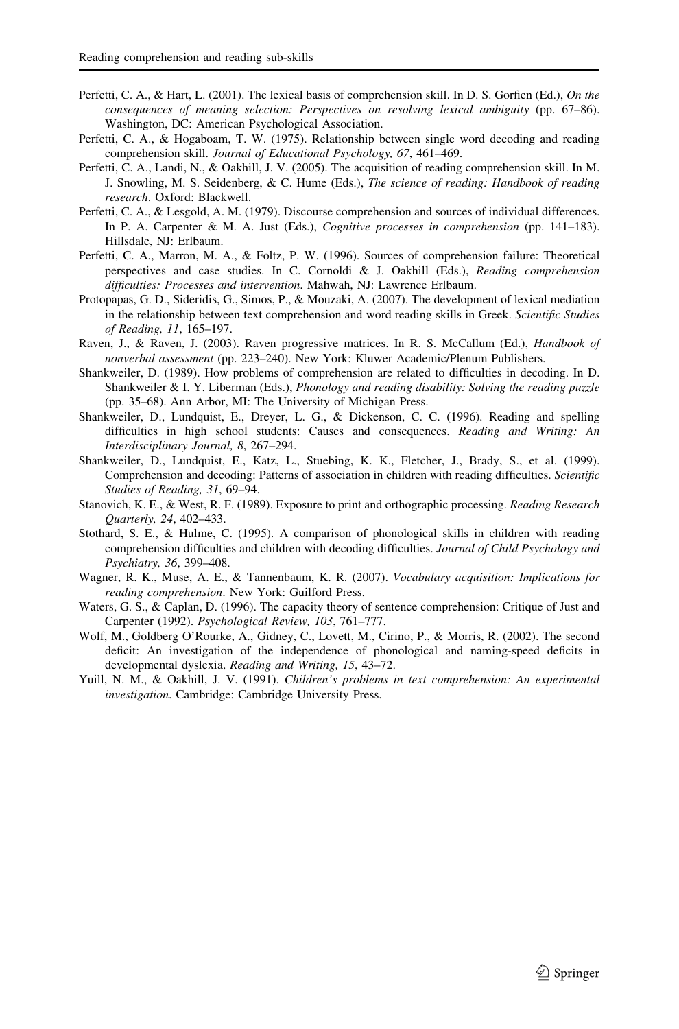Perfetti, C. A., & Hart, L. (2001). The lexical basis of comprehension skill. In D. S. Gorfien (Ed.), *On the consequences of meaning selection: Perspectives on resolving lexical ambiguity* (pp. 67–86). Washington, DC: American Psychological Association.

Perfetti, C. A., & Hogaboam, T. W. (1975). Relationship between single word decoding and reading comprehension skill. *Journal of Educational Psychology, 67*, 461–469.

Perfetti, C. A., Landi, N., & Oakhill, J. V. (2005). The acquisition of reading comprehension skill. In M. J. Snowling, M. S. Seidenberg, & C. Hume (Eds.), *The science of reading: Handbook of reading research*. Oxford: Blackwell.

Perfetti, C. A., & Lesgold, A. M. (1979). Discourse comprehension and sources of individual differences. In P. A. Carpenter & M. A. Just (Eds.), *Cognitive processes in comprehension* (pp. 141–183). Hillsdale, NJ: Erlbaum.

Perfetti, C. A., Marron, M. A., & Foltz, P. W. (1996). Sources of comprehension failure: Theoretical perspectives and case studies. In C. Cornoldi & J. Oakhill (Eds.), *Reading comprehension difficulties: Processes and intervention*. Mahwah, NJ: Lawrence Erlbaum.

Protopapas, G. D., Sideridis, G., Simos, P., & Mouzaki, A. (2007). The development of lexical mediation in the relationship between text comprehension and word reading skills in Greek. *Scientific Studies of Reading, 11*, 165–197.

Raven, J., & Raven, J. (2003). Raven progressive matrices. In R. S. McCallum (Ed.), *Handbook of nonverbal assessment* (pp. 223–240). New York: Kluwer Academic/Plenum Publishers.

Shankweiler, D. (1989). How problems of comprehension are related to difficulties in decoding. In D. Shankweiler & I. Y. Liberman (Eds.), *Phonology and reading disability: Solving the reading puzzle* (pp. 35–68). Ann Arbor, MI: The University of Michigan Press.

Shankweiler, D., Lundquist, E., Dreyer, L. G., & Dickenson, C. C. (1996). Reading and spelling difficulties in high school students: Causes and consequences. *Reading and Writing: An Interdisciplinary Journal, 8*, 267–294.

Shankweiler, D., Lundquist, E., Katz, L., Stuebing, K. K., Fletcher, J., Brady, S., et al. (1999). Comprehension and decoding: Patterns of association in children with reading difficulties. *Scientific Studies of Reading, 31*, 69–94.

Stanovich, K. E., & West, R. F. (1989). Exposure to print and orthographic processing. *Reading Research Quarterly, 24*, 402–433.

Stothard, S. E., & Hulme, C. (1995). A comparison of phonological skills in children with reading comprehension difficulties and children with decoding difficulties. *Journal of Child Psychology and Psychiatry, 36*, 399–408.

Wagner, R. K., Muse, A. E., & Tannenbaum, K. R. (2007). *Vocabulary acquisition: Implications for reading comprehension*. New York: Guilford Press.

Waters, G. S., & Caplan, D. (1996). The capacity theory of sentence comprehension: Critique of Just and Carpenter (1992). *Psychological Review, 103*, 761–777.

Wolf, M., Goldberg O'Rourke, A., Gidney, C., Lovett, M., Cirino, P., & Morris, R. (2002). The second deficit: An investigation of the independence of phonological and naming-speed deficits in developmental dyslexia. *Reading and Writing, 15*, 43–72.

Yuill, N. M., & Oakhill, J. V. (1991). *Children's problems in text comprehension: An experimental investigation*. Cambridge: Cambridge University Press.